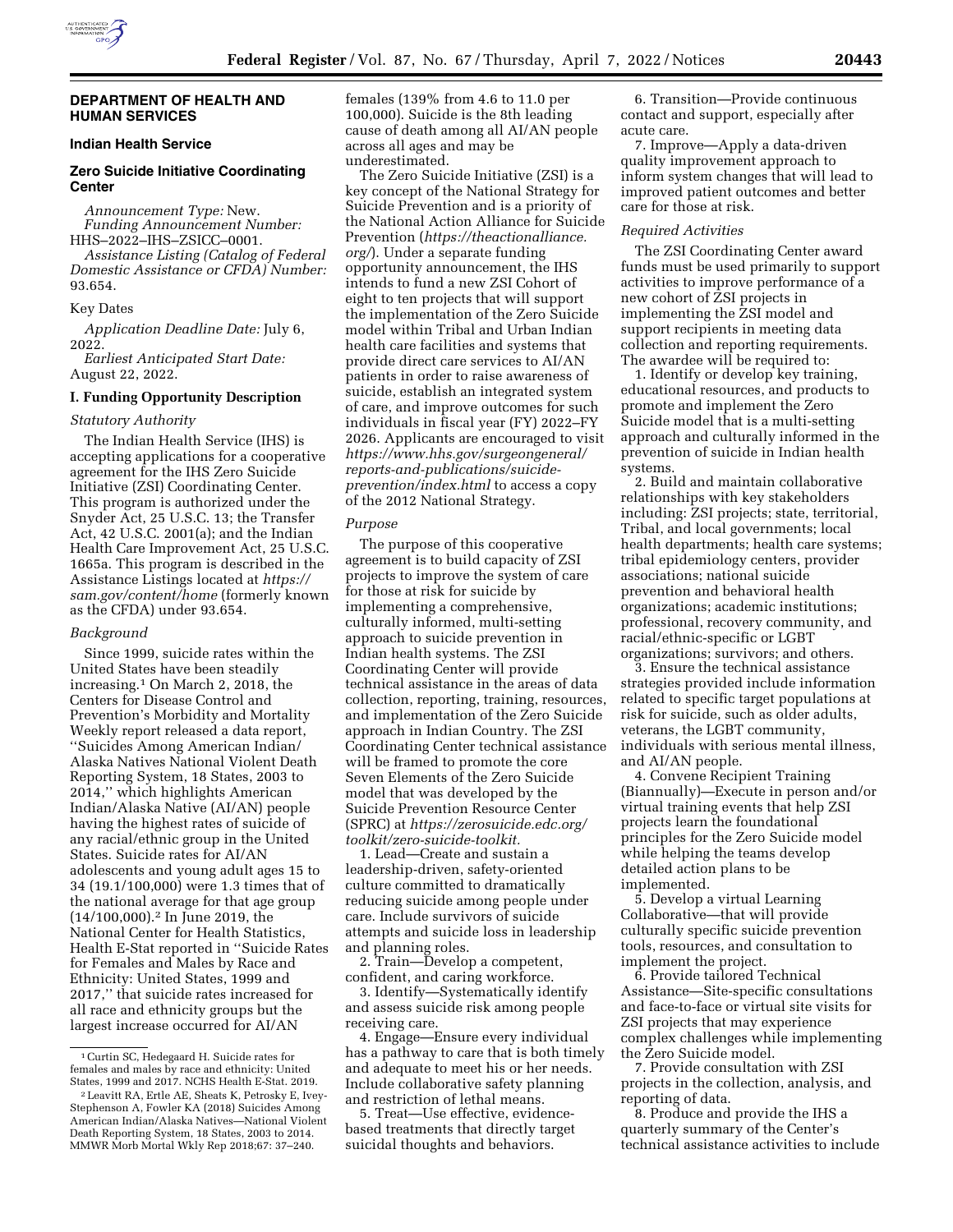## DEPARTMENT OF HEALTH AND HUMAN SERVICES

### Indian Health Service

### Zero Suicide Initiative Coordinating Center

*Announcement Type:* New.

*Funding Announcement Number:* HHS–2022–IHS–ZSICC–0001.

*Assistance Listing (Catalog of Federal Domestic Assistance or CFDA) Number:* 93.654.

Key Dates

*Application Deadline Date:* July 6, 2022.

*Earliest Anticipated Start Date:* August 22, 2022.

### I. Funding Opportunity Description

*Statutory Authority*

The Indian Health Service (IHS) is accepting applications for a cooperative agreement for the IHS Zero Suicide Initiative (ZSI) Coordinating Center. This program is authorized under the Snyder Act, 25 U.S.C. 13; the Transfer Act, 42 U.S.C. 2001(a); and the Indian Health Care Improvement Act, 25 U.S.C. 1665a. This program is described in the Assistance Listings located at *https://sam.gov/content/home* (formerly known as the CFDA) under 93.654.

*Background*

Since 1999, suicide rates within the United States have been steadily increasing.[1] On March 2, 2018, the Centers for Disease Control and Prevention's Morbidity and Mortality Weekly report released a data report, ''Suicides Among American Indian/Alaska Natives National Violent Death Reporting System, 18 States, 2003 to 2014,'' which highlights American Indian/Alaska Native (AI/AN) people having the highest rates of suicide of any racial/ethnic group in the United States. Suicide rates for AI/AN adolescents and young adult ages 15 to 34 (19.1/100,000) were 1.3 times that of the national average for that age group (14/100,000).[2] In June 2019, the National Center for Health Statistics, Health E-Stat reported in ''Suicide Rates for Females and Males by Race and Ethnicity: United States, 1999 and 2017,'' that suicide rates increased for all race and ethnicity groups but the largest increase occurred for AI/AN females (139% from 4.6 to 11.0 per 100,000). Suicide is the 8th leading cause of death among all AI/AN people across all ages and may be underestimated.

The Zero Suicide Initiative (ZSI) is a key concept of the National Strategy for Suicide Prevention and is a priority of the National Action Alliance for Suicide Prevention (*https://theactionalliance.org/*). Under a separate funding opportunity announcement, the IHS intends to fund a new ZSI Cohort of eight to ten projects that will support the implementation of the Zero Suicide model within Tribal and Urban Indian health care facilities and systems that provide direct care services to AI/AN patients in order to raise awareness of suicide, establish an integrated system of care, and improve outcomes for such individuals in fiscal year (FY) 2022–FY 2026. Applicants are encouraged to visit *https://www.hhs.gov/surgeongeneral/reports-and-publications/suicide-prevention/index.html* to access a copy of the 2012 National Strategy.

*Purpose*

The purpose of this cooperative agreement is to build capacity of ZSI projects to improve the system of care for those at risk for suicide by implementing a comprehensive, culturally informed, multi-setting approach to suicide prevention in Indian health systems. The ZSI Coordinating Center will provide technical assistance in the areas of data collection, reporting, training, resources, and implementation of the Zero Suicide approach in Indian Country. The ZSI Coordinating Center technical assistance will be framed to promote the core Seven Elements of the Zero Suicide model that was developed by the Suicide Prevention Resource Center (SPRC) at *https://zerosuicide.edc.org/toolkit/zero-suicide-toolkit.*

1. Lead—Create and sustain a leadership-driven, safety-oriented culture committed to dramatically reducing suicide among people under care. Include survivors of suicide attempts and suicide loss in leadership and planning roles.
2. Train—Develop a competent, confident, and caring workforce.
3. Identify—Systematically identify and assess suicide risk among people receiving care.
4. Engage—Ensure every individual has a pathway to care that is both timely and adequate to meet his or her needs. Include collaborative safety planning and restriction of lethal means.
5. Treat—Use effective, evidence-based treatments that directly target suicidal thoughts and behaviors.
6. Transition—Provide continuous contact and support, especially after acute care.
7. Improve—Apply a data-driven quality improvement approach to inform system changes that will lead to improved patient outcomes and better care for those at risk.

*Required Activities*

The ZSI Coordinating Center award funds must be used primarily to support activities to improve performance of a new cohort of ZSI projects in implementing the ZSI model and support recipients in meeting data collection and reporting requirements. The awardee will be required to:

1. Identify or develop key training, educational resources, and products to promote and implement the Zero Suicide model that is a multi-setting approach and culturally informed in the prevention of suicide in Indian health systems.
2. Build and maintain collaborative relationships with key stakeholders including: ZSI projects; state, territorial, Tribal, and local governments; local health departments; health care systems; tribal epidemiology centers, provider associations; national suicide prevention and behavioral health organizations; academic institutions; professional, recovery community, and racial/ethnic-specific or LGBT organizations; survivors; and others.
3. Ensure the technical assistance strategies provided include information related to specific target populations at risk for suicide, such as older adults, veterans, the LGBT community, individuals with serious mental illness, and AI/AN people.
4. Convene Recipient Training (Biannually)—Execute in person and/or virtual training events that help ZSI projects learn the foundational principles for the Zero Suicide model while helping the teams develop detailed action plans to be implemented.
5. Develop a virtual Learning Collaborative—that will provide culturally specific suicide prevention tools, resources, and consultation to implement the project.
6. Provide tailored Technical Assistance—Site-specific consultations and face-to-face or virtual site visits for ZSI projects that may experience complex challenges while implementing the Zero Suicide model.
7. Provide consultation with ZSI projects in the collection, analysis, and reporting of data.
8. Produce and provide the IHS a quarterly summary of the Center's technical assistance activities to include

---

[1] Curtin SC, Hedegaard H. Suicide rates for females and males by race and ethnicity: United States, 1999 and 2017. NCHS Health E-Stat. 2019.

[2] Leavitt RA, Ertle AE, Sheats K, Petrosky E, Ivey-Stephenson A, Fowler KA (2018) Suicides Among American Indian/Alaska Natives—National Violent Death Reporting System, 18 States, 2003 to 2014. MMWR Morb Mortal Wkly Rep 2018;67: 37–240.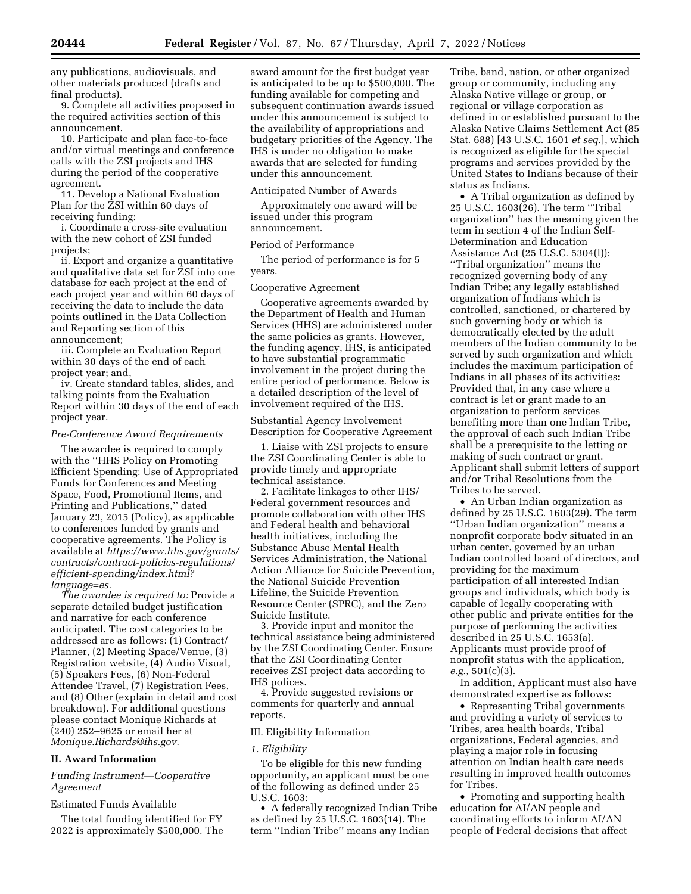any publications, audiovisuals, and other materials produced (drafts and final products).

9. Complete all activities proposed in the required activities section of this announcement.

10. Participate and plan face-to-face and/or virtual meetings and conference calls with the ZSI projects and IHS during the period of the cooperative agreement.

11. Develop a National Evaluation Plan for the ZSI within 60 days of receiving funding:

i. Coordinate a cross-site evaluation with the new cohort of ZSI funded projects;

ii. Export and organize a quantitative and qualitative data set for ZSI into one database for each project at the end of each project year and within 60 days of receiving the data to include the data points outlined in the Data Collection and Reporting section of this announcement;

iii. Complete an Evaluation Report within 30 days of the end of each project year; and,

iv. Create standard tables, slides, and talking points from the Evaluation Report within 30 days of the end of each project year.

*Pre-Conference Award Requirements*

The awardee is required to comply with the "HHS Policy on Promoting Efficient Spending: Use of Appropriated Funds for Conferences and Meeting Space, Food, Promotional Items, and Printing and Publications," dated January 23, 2015 (Policy), as applicable to conferences funded by grants and cooperative agreements. The Policy is available at *https://www.hhs.gov/grants/contracts/contract-policies-regulations/efficient-spending/index.html?language=es.*

*The awardee is required to:* Provide a separate detailed budget justification and narrative for each conference anticipated. The cost categories to be addressed are as follows: (1) Contract/Planner, (2) Meeting Space/Venue, (3) Registration website, (4) Audio Visual, (5) Speakers Fees, (6) Non-Federal Attendee Travel, (7) Registration Fees, and (8) Other (explain in detail and cost breakdown). For additional questions please contact Monique Richards at (240) 252–9625 or email her at *Monique.Richards@ihs.gov.*

## II. Award Information

*Funding Instrument—Cooperative Agreement*

Estimated Funds Available

The total funding identified for FY 2022 is approximately $500,000. The award amount for the first budget year is anticipated to be up to $500,000. The funding available for competing and subsequent continuation awards issued under this announcement is subject to the availability of appropriations and budgetary priorities of the Agency. The IHS is under no obligation to make awards that are selected for funding under this announcement.

Anticipated Number of Awards

Approximately one award will be issued under this program announcement.

Period of Performance

The period of performance is for 5 years.

Cooperative Agreement

Cooperative agreements awarded by the Department of Health and Human Services (HHS) are administered under the same policies as grants. However, the funding agency, IHS, is anticipated to have substantial programmatic involvement in the project during the entire period of performance. Below is a detailed description of the level of involvement required of the IHS.

Substantial Agency Involvement Description for Cooperative Agreement

1. Liaise with ZSI projects to ensure the ZSI Coordinating Center is able to provide timely and appropriate technical assistance.

2. Facilitate linkages to other IHS/Federal government resources and promote collaboration with other IHS and Federal health and behavioral health initiatives, including the Substance Abuse Mental Health Services Administration, the National Action Alliance for Suicide Prevention, the National Suicide Prevention Lifeline, the Suicide Prevention Resource Center (SPRC), and the Zero Suicide Institute.

3. Provide input and monitor the technical assistance being administered by the ZSI Coordinating Center. Ensure that the ZSI Coordinating Center receives ZSI project data according to IHS polices.

4. Provide suggested revisions or comments for quarterly and annual reports.

III. Eligibility Information

*1. Eligibility*

To be eligible for this new funding opportunity, an applicant must be one of the following as defined under 25 U.S.C. 1603:

• A federally recognized Indian Tribe as defined by 25 U.S.C. 1603(14). The term "Indian Tribe" means any Indian Tribe, band, nation, or other organized group or community, including any Alaska Native village or group, or regional or village corporation as defined in or established pursuant to the Alaska Native Claims Settlement Act (85 Stat. 688) [43 U.S.C. 1601 *et seq.*], which is recognized as eligible for the special programs and services provided by the United States to Indians because of their status as Indians.

• A Tribal organization as defined by 25 U.S.C. 1603(26). The term "Tribal organization" has the meaning given the term in section 4 of the Indian Self-Determination and Education Assistance Act (25 U.S.C. 5304(l)): "Tribal organization" means the recognized governing body of any Indian Tribe; any legally established organization of Indians which is controlled, sanctioned, or chartered by such governing body or which is democratically elected by the adult members of the Indian community to be served by such organization and which includes the maximum participation of Indians in all phases of its activities: Provided that, in any case where a contract is let or grant made to an organization to perform services benefiting more than one Indian Tribe, the approval of each such Indian Tribe shall be a prerequisite to the letting or making of such contract or grant. Applicant shall submit letters of support and/or Tribal Resolutions from the Tribes to be served.

• An Urban Indian organization as defined by 25 U.S.C. 1603(29). The term "Urban Indian organization" means a nonprofit corporate body situated in an urban center, governed by an urban Indian controlled board of directors, and providing for the maximum participation of all interested Indian groups and individuals, which body is capable of legally cooperating with other public and private entities for the purpose of performing the activities described in 25 U.S.C. 1653(a). Applicants must provide proof of nonprofit status with the application, *e.g.,* 501(c)(3).

In addition, Applicant must also have demonstrated expertise as follows:

• Representing Tribal governments and providing a variety of services to Tribes, area health boards, Tribal organizations, Federal agencies, and playing a major role in focusing attention on Indian health care needs resulting in improved health outcomes for Tribes.

• Promoting and supporting health education for AI/AN people and coordinating efforts to inform AI/AN people of Federal decisions that affect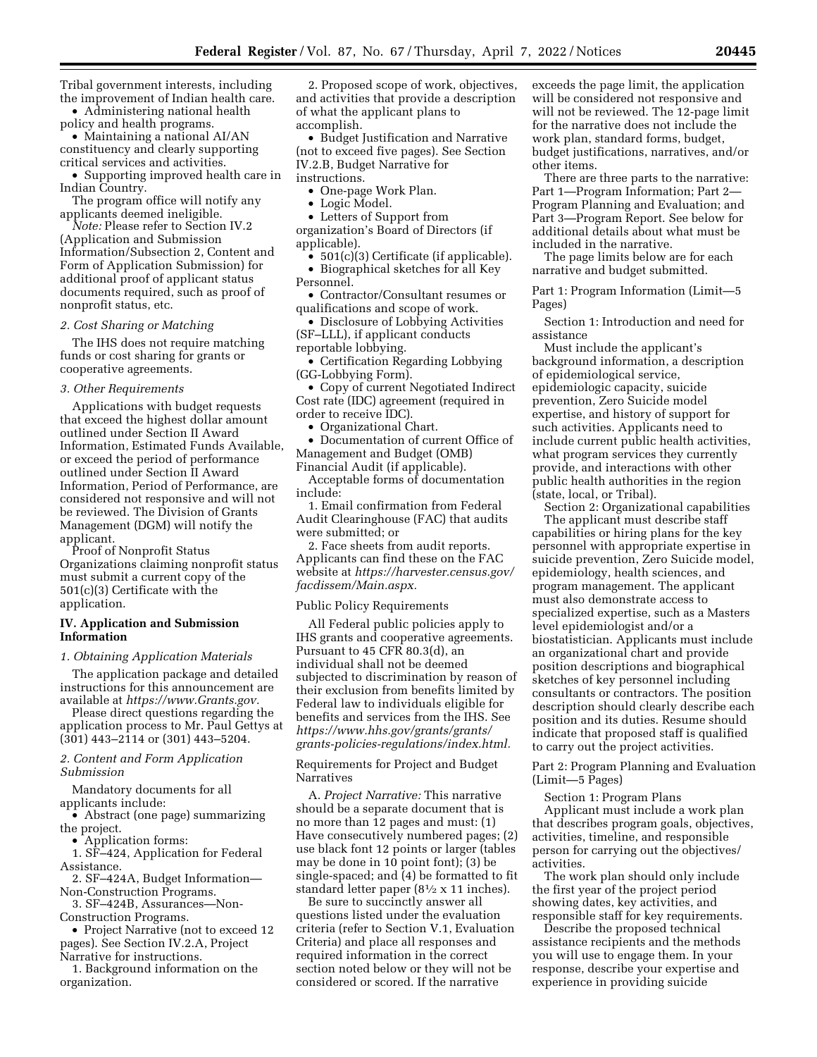Tribal government interests, including the improvement of Indian health care.

- Administering national health policy and health programs.
- Maintaining a national AI/AN constituency and clearly supporting critical services and activities.
- Supporting improved health care in Indian Country.

The program office will notify any applicants deemed ineligible.

*Note:* Please refer to Section IV.2 (Application and Submission Information/Subsection 2, Content and Form of Application Submission) for additional proof of applicant status documents required, such as proof of nonprofit status, etc.

### *2. Cost Sharing or Matching*

The IHS does not require matching funds or cost sharing for grants or cooperative agreements.

### *3. Other Requirements*

Applications with budget requests that exceed the highest dollar amount outlined under Section II Award Information, Estimated Funds Available, or exceed the period of performance outlined under Section II Award Information, Period of Performance, are considered not responsive and will not be reviewed. The Division of Grants Management (DGM) will notify the applicant.

Proof of Nonprofit Status

Organizations claiming nonprofit status must submit a current copy of the 501(c)(3) Certificate with the application.

## IV. Application and Submission Information

### *1. Obtaining Application Materials*

The application package and detailed instructions for this announcement are available at *https://www.Grants.gov.*

Please direct questions regarding the application process to Mr. Paul Gettys at (301) 443–2114 or (301) 443–5204.

### *2. Content and Form Application Submission*

Mandatory documents for all applicants include:

- Abstract (one page) summarizing the project.
- Application forms:

1. SF–424, Application for Federal Assistance.
2. SF–424A, Budget Information—Non-Construction Programs.
3. SF–424B, Assurances—Non-Construction Programs.

- Project Narrative (not to exceed 12 pages). See Section IV.2.A, Project Narrative for instructions.

1. Background information on the organization.
2. Proposed scope of work, objectives, and activities that provide a description of what the applicant plans to accomplish.

- Budget Justification and Narrative (not to exceed five pages). See Section IV.2.B, Budget Narrative for instructions.
- One-page Work Plan.
- Logic Model.
- Letters of Support from organization's Board of Directors (if applicable).
- 501(c)(3) Certificate (if applicable).
- Biographical sketches for all Key Personnel.
- Contractor/Consultant resumes or qualifications and scope of work.
- Disclosure of Lobbying Activities (SF–LLL), if applicant conducts reportable lobbying.
- Certification Regarding Lobbying (GG-Lobbying Form).
- Copy of current Negotiated Indirect Cost rate (IDC) agreement (required in order to receive IDC).
- Organizational Chart.
- Documentation of current Office of Management and Budget (OMB) Financial Audit (if applicable).

Acceptable forms of documentation include:

1. Email confirmation from Federal Audit Clearinghouse (FAC) that audits were submitted; or
2. Face sheets from audit reports. Applicants can find these on the FAC website at *https://harvester.census.gov/facdissem/Main.aspx.*

Public Policy Requirements

All Federal public policies apply to IHS grants and cooperative agreements. Pursuant to 45 CFR 80.3(d), an individual shall not be deemed subjected to discrimination by reason of their exclusion from benefits limited by Federal law to individuals eligible for benefits and services from the IHS. See *https://www.hhs.gov/grants/grants/grants-policies-regulations/index.html.*

Requirements for Project and Budget Narratives

A. *Project Narrative:* This narrative should be a separate document that is no more than 12 pages and must: (1) Have consecutively numbered pages; (2) use black font 12 points or larger (tables may be done in 10 point font); (3) be single-spaced; and (4) be formatted to fit standard letter paper (8½ x 11 inches).

Be sure to succinctly answer all questions listed under the evaluation criteria (refer to Section V.1, Evaluation Criteria) and place all responses and required information in the correct section noted below or they will not be considered or scored. If the narrative exceeds the page limit, the application will be considered not responsive and will not be reviewed. The 12-page limit for the narrative does not include the work plan, standard forms, budget, budget justifications, narratives, and/or other items.

There are three parts to the narrative: Part 1—Program Information; Part 2—Program Planning and Evaluation; and Part 3—Program Report. See below for additional details about what must be included in the narrative.

The page limits below are for each narrative and budget submitted.

Part 1: Program Information (Limit—5 Pages)

Section 1: Introduction and need for assistance

Must include the applicant's background information, a description of epidemiological service, epidemiologic capacity, suicide prevention, Zero Suicide model expertise, and history of support for such activities. Applicants need to include current public health activities, what program services they currently provide, and interactions with other public health authorities in the region (state, local, or Tribal).

Section 2: Organizational capabilities

The applicant must describe staff capabilities or hiring plans for the key personnel with appropriate expertise in suicide prevention, Zero Suicide model, epidemiology, health sciences, and program management. The applicant must also demonstrate access to specialized expertise, such as a Masters level epidemiologist and/or a biostatistician. Applicants must include an organizational chart and provide position descriptions and biographical sketches of key personnel including consultants or contractors. The position description should clearly describe each position and its duties. Resume should indicate that proposed staff is qualified to carry out the project activities.

Part 2: Program Planning and Evaluation (Limit—5 Pages)

Section 1: Program Plans

Applicant must include a work plan that describes program goals, objectives, activities, timeline, and responsible person for carrying out the objectives/activities.

The work plan should only include the first year of the project period showing dates, key activities, and responsible staff for key requirements.

Describe the proposed technical assistance recipients and the methods you will use to engage them. In your response, describe your expertise and experience in providing suicide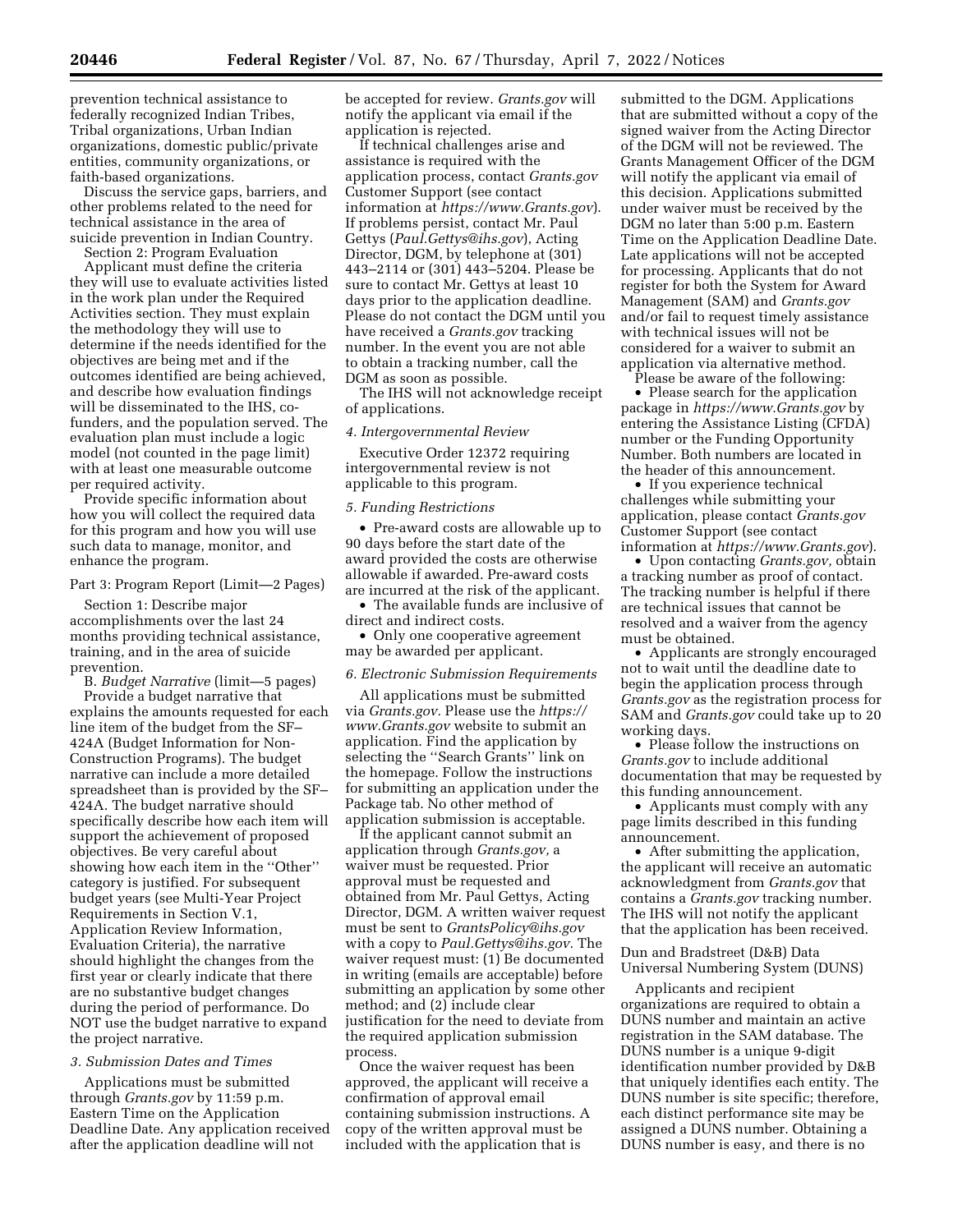prevention technical assistance to federally recognized Indian Tribes, Tribal organizations, Urban Indian organizations, domestic public/private entities, community organizations, or faith-based organizations.

Discuss the service gaps, barriers, and other problems related to the need for technical assistance in the area of suicide prevention in Indian Country.

Section 2: Program Evaluation

Applicant must define the criteria they will use to evaluate activities listed in the work plan under the Required Activities section. They must explain the methodology they will use to determine if the needs identified for the objectives are being met and if the outcomes identified are being achieved, and describe how evaluation findings will be disseminated to the IHS, co-funders, and the population served. The evaluation plan must include a logic model (not counted in the page limit) with at least one measurable outcome per required activity.

Provide specific information about how you will collect the required data for this program and how you will use such data to manage, monitor, and enhance the program.

Part 3: Program Report (Limit—2 Pages)

Section 1: Describe major accomplishments over the last 24 months providing technical assistance, training, and in the area of suicide prevention.

B. *Budget Narrative* (limit—5 pages)

Provide a budget narrative that explains the amounts requested for each line item of the budget from the SF–424A (Budget Information for Non-Construction Programs). The budget narrative can include a more detailed spreadsheet than is provided by the SF–424A. The budget narrative should specifically describe how each item will support the achievement of proposed objectives. Be very careful about showing how each item in the ''Other'' category is justified. For subsequent budget years (see Multi-Year Project Requirements in Section V.1, Application Review Information, Evaluation Criteria), the narrative should highlight the changes from the first year or clearly indicate that there are no substantive budget changes during the period of performance. Do NOT use the budget narrative to expand the project narrative.

*3. Submission Dates and Times*

Applications must be submitted through *Grants.gov* by 11:59 p.m. Eastern Time on the Application Deadline Date. Any application received after the application deadline will not be accepted for review. *Grants.gov* will notify the applicant via email if the application is rejected.

If technical challenges arise and assistance is required with the application process, contact *Grants.gov* Customer Support (see contact information at *https://www.Grants.gov*). If problems persist, contact Mr. Paul Gettys (*Paul.Gettys@ihs.gov*), Acting Director, DGM, by telephone at (301) 443–2114 or (301) 443–5204. Please be sure to contact Mr. Gettys at least 10 days prior to the application deadline. Please do not contact the DGM until you have received a *Grants.gov* tracking number. In the event you are not able to obtain a tracking number, call the DGM as soon as possible.

The IHS will not acknowledge receipt of applications.

*4. Intergovernmental Review*

Executive Order 12372 requiring intergovernmental review is not applicable to this program.

*5. Funding Restrictions*

- Pre-award costs are allowable up to 90 days before the start date of the award provided the costs are otherwise allowable if awarded. Pre-award costs are incurred at the risk of the applicant.
- The available funds are inclusive of direct and indirect costs.
- Only one cooperative agreement may be awarded per applicant.

*6. Electronic Submission Requirements*

All applications must be submitted via *Grants.gov.* Please use the *https://www.Grants.gov* website to submit an application. Find the application by selecting the ''Search Grants'' link on the homepage. Follow the instructions for submitting an application under the Package tab. No other method of application submission is acceptable.

If the applicant cannot submit an application through *Grants.gov,* a waiver must be requested. Prior approval must be requested and obtained from Mr. Paul Gettys, Acting Director, DGM. A written waiver request must be sent to *GrantsPolicy@ihs.gov* with a copy to *Paul.Gettys@ihs.gov.* The waiver request must: (1) Be documented in writing (emails are acceptable) before submitting an application by some other method; and (2) include clear justification for the need to deviate from the required application submission process.

Once the waiver request has been approved, the applicant will receive a confirmation of approval email containing submission instructions. A copy of the written approval must be included with the application that is submitted to the DGM. Applications that are submitted without a copy of the signed waiver from the Acting Director of the DGM will not be reviewed. The Grants Management Officer of the DGM will notify the applicant via email of this decision. Applications submitted under waiver must be received by the DGM no later than 5:00 p.m. Eastern Time on the Application Deadline Date. Late applications will not be accepted for processing. Applicants that do not register for both the System for Award Management (SAM) and *Grants.gov* and/or fail to request timely assistance with technical issues will not be considered for a waiver to submit an application via alternative method.

Please be aware of the following:

- Please search for the application package in *https://www.Grants.gov* by entering the Assistance Listing (CFDA) number or the Funding Opportunity Number. Both numbers are located in the header of this announcement.
- If you experience technical challenges while submitting your application, please contact *Grants.gov* Customer Support (see contact information at *https://www.Grants.gov*).
- Upon contacting *Grants.gov,* obtain a tracking number as proof of contact. The tracking number is helpful if there are technical issues that cannot be resolved and a waiver from the agency must be obtained.
- Applicants are strongly encouraged not to wait until the deadline date to begin the application process through *Grants.gov* as the registration process for SAM and *Grants.gov* could take up to 20 working days.
- Please follow the instructions on *Grants.gov* to include additional documentation that may be requested by this funding announcement.
- Applicants must comply with any page limits described in this funding announcement.
- After submitting the application, the applicant will receive an automatic acknowledgment from *Grants.gov* that contains a *Grants.gov* tracking number. The IHS will not notify the applicant that the application has been received.

Dun and Bradstreet (D&B) Data Universal Numbering System (DUNS)

Applicants and recipient organizations are required to obtain a DUNS number and maintain an active registration in the SAM database. The DUNS number is a unique 9-digit identification number provided by D&B that uniquely identifies each entity. The DUNS number is site specific; therefore, each distinct performance site may be assigned a DUNS number. Obtaining a DUNS number is easy, and there is no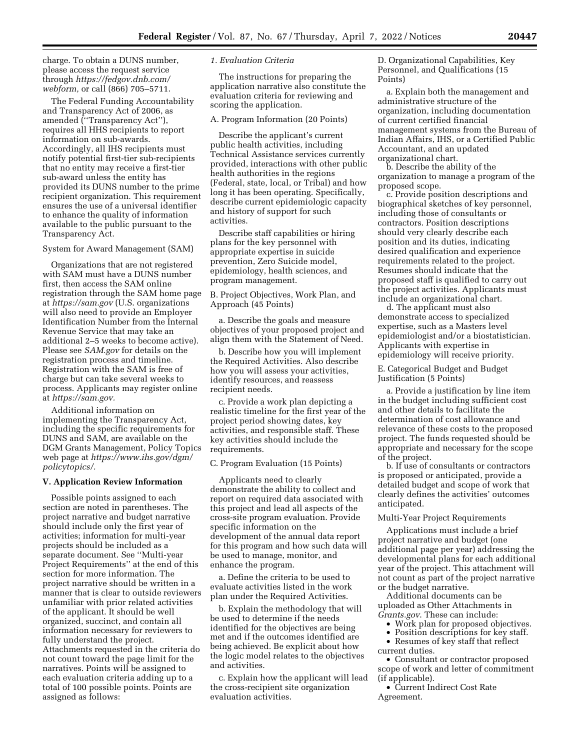charge. To obtain a DUNS number, please access the request service through *https://fedgov.dnb.com/webform,* or call (866) 705–5711.

The Federal Funding Accountability and Transparency Act of 2006, as amended (''Transparency Act''), requires all HHS recipients to report information on sub-awards. Accordingly, all IHS recipients must notify potential first-tier sub-recipients that no entity may receive a first-tier sub-award unless the entity has provided its DUNS number to the prime recipient organization. This requirement ensures the use of a universal identifier to enhance the quality of information available to the public pursuant to the Transparency Act.

System for Award Management (SAM)

Organizations that are not registered with SAM must have a DUNS number first, then access the SAM online registration through the SAM home page at *https://sam.gov* (U.S. organizations will also need to provide an Employer Identification Number from the Internal Revenue Service that may take an additional 2–5 weeks to become active). Please see *SAM.gov* for details on the registration process and timeline. Registration with the SAM is free of charge but can take several weeks to process. Applicants may register online at *https://sam.gov.*

Additional information on implementing the Transparency Act, including the specific requirements for DUNS and SAM, are available on the DGM Grants Management, Policy Topics web page at *https://www.ihs.gov/dgm/policytopics/.*

## V. Application Review Information

Possible points assigned to each section are noted in parentheses. The project narrative and budget narrative should include only the first year of activities; information for multi-year projects should be included as a separate document. See ''Multi-year Project Requirements'' at the end of this section for more information. The project narrative should be written in a manner that is clear to outside reviewers unfamiliar with prior related activities of the applicant. It should be well organized, succinct, and contain all information necessary for reviewers to fully understand the project. Attachments requested in the criteria do not count toward the page limit for the narratives. Points will be assigned to each evaluation criteria adding up to a total of 100 possible points. Points are assigned as follows:

*1. Evaluation Criteria*

The instructions for preparing the application narrative also constitute the evaluation criteria for reviewing and scoring the application.

A. Program Information (20 Points)

Describe the applicant's current public health activities, including Technical Assistance services currently provided, interactions with other public health authorities in the regions (Federal, state, local, or Tribal) and how long it has been operating. Specifically, describe current epidemiologic capacity and history of support for such activities.

Describe staff capabilities or hiring plans for the key personnel with appropriate expertise in suicide prevention, Zero Suicide model, epidemiology, health sciences, and program management.

B. Project Objectives, Work Plan, and Approach (45 Points)

a. Describe the goals and measure objectives of your proposed project and align them with the Statement of Need.

b. Describe how you will implement the Required Activities. Also describe how you will assess your activities, identify resources, and reassess recipient needs.

c. Provide a work plan depicting a realistic timeline for the first year of the project period showing dates, key activities, and responsible staff. These key activities should include the requirements.

C. Program Evaluation (15 Points)

Applicants need to clearly demonstrate the ability to collect and report on required data associated with this project and lead all aspects of the cross-site program evaluation. Provide specific information on the development of the annual data report for this program and how such data will be used to manage, monitor, and enhance the program.

a. Define the criteria to be used to evaluate activities listed in the work plan under the Required Activities.

b. Explain the methodology that will be used to determine if the needs identified for the objectives are being met and if the outcomes identified are being achieved. Be explicit about how the logic model relates to the objectives and activities.

c. Explain how the applicant will lead the cross-recipient site organization evaluation activities.

D. Organizational Capabilities, Key Personnel, and Qualifications (15 Points)

a. Explain both the management and administrative structure of the organization, including documentation of current certified financial management systems from the Bureau of Indian Affairs, IHS, or a Certified Public Accountant, and an updated organizational chart.

b. Describe the ability of the organization to manage a program of the proposed scope.

c. Provide position descriptions and biographical sketches of key personnel, including those of consultants or contractors. Position descriptions should very clearly describe each position and its duties, indicating desired qualification and experience requirements related to the project. Resumes should indicate that the proposed staff is qualified to carry out the project activities. Applicants must include an organizational chart.

d. The applicant must also demonstrate access to specialized expertise, such as a Masters level epidemiologist and/or a biostatistician. Applicants with expertise in epidemiology will receive priority.

E. Categorical Budget and Budget Justification (5 Points)

a. Provide a justification by line item in the budget including sufficient cost and other details to facilitate the determination of cost allowance and relevance of these costs to the proposed project. The funds requested should be appropriate and necessary for the scope of the project.

b. If use of consultants or contractors is proposed or anticipated, provide a detailed budget and scope of work that clearly defines the activities' outcomes anticipated.

Multi-Year Project Requirements

Applications must include a brief project narrative and budget (one additional page per year) addressing the developmental plans for each additional year of the project. This attachment will not count as part of the project narrative or the budget narrative.

Additional documents can be uploaded as Other Attachments in *Grants.gov.* These can include:

- Work plan for proposed objectives.
- Position descriptions for key staff.
- Resumes of key staff that reflect current duties.
- Consultant or contractor proposed scope of work and letter of commitment (if applicable).
- Current Indirect Cost Rate Agreement.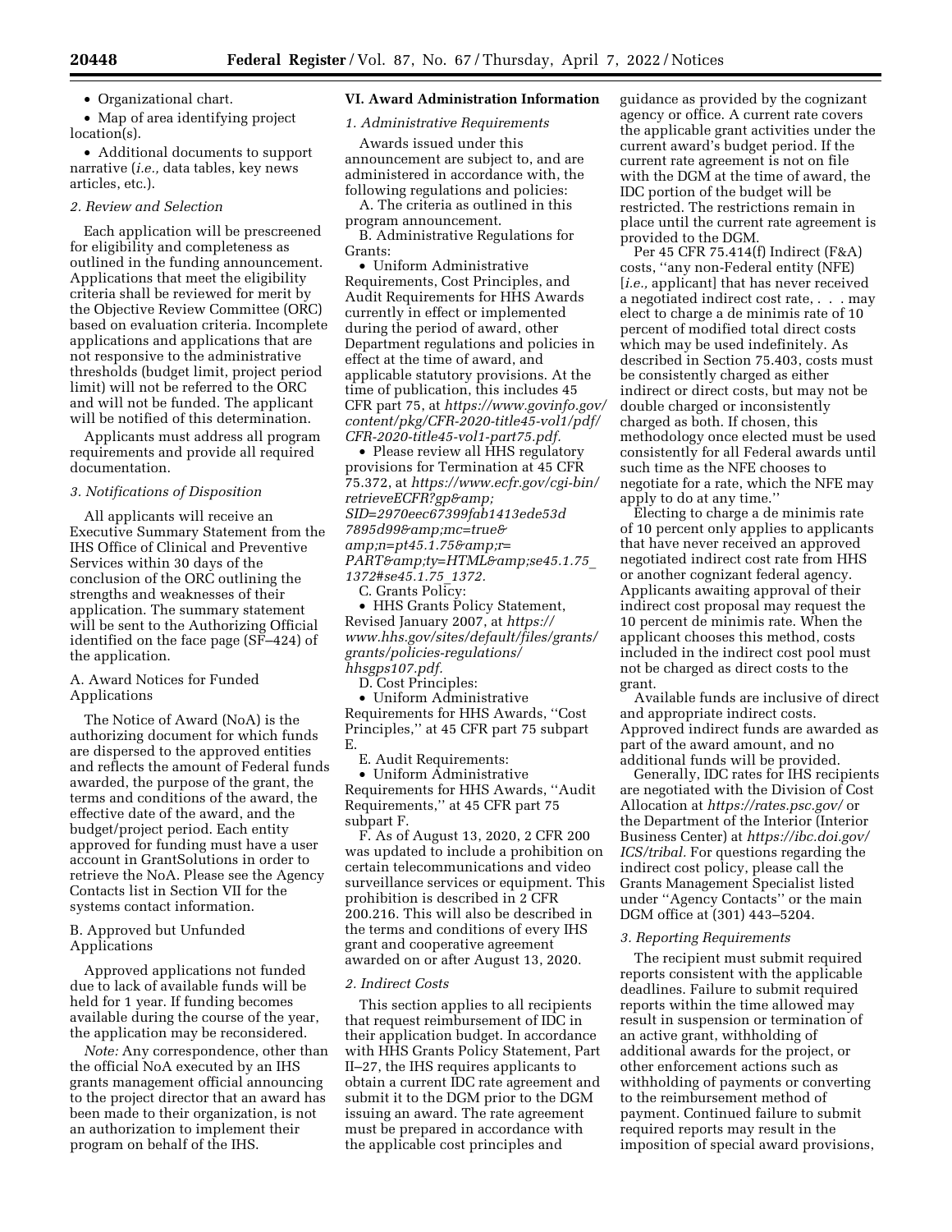- Organizational chart.
- Map of area identifying project location(s).
- Additional documents to support narrative (*i.e.,* data tables, key news articles, etc.).

*2. Review and Selection*

Each application will be prescreened for eligibility and completeness as outlined in the funding announcement. Applications that meet the eligibility criteria shall be reviewed for merit by the Objective Review Committee (ORC) based on evaluation criteria. Incomplete applications and applications that are not responsive to the administrative thresholds (budget limit, project period limit) will not be referred to the ORC and will not be funded. The applicant will be notified of this determination.

Applicants must address all program requirements and provide all required documentation.

*3. Notifications of Disposition*

All applicants will receive an Executive Summary Statement from the IHS Office of Clinical and Preventive Services within 30 days of the conclusion of the ORC outlining the strengths and weaknesses of their application. The summary statement will be sent to the Authorizing Official identified on the face page (SF–424) of the application.

A. Award Notices for Funded Applications

The Notice of Award (NoA) is the authorizing document for which funds are dispersed to the approved entities and reflects the amount of Federal funds awarded, the purpose of the grant, the terms and conditions of the award, the effective date of the award, and the budget/project period. Each entity approved for funding must have a user account in GrantSolutions in order to retrieve the NoA. Please see the Agency Contacts list in Section VII for the systems contact information.

B. Approved but Unfunded Applications

Approved applications not funded due to lack of available funds will be held for 1 year. If funding becomes available during the course of the year, the application may be reconsidered.

*Note:* Any correspondence, other than the official NoA executed by an IHS grants management official announcing to the project director that an award has been made to their organization, is not an authorization to implement their program on behalf of the IHS.

## VI. Award Administration Information

*1. Administrative Requirements*

Awards issued under this announcement are subject to, and are administered in accordance with, the following regulations and policies:

A. The criteria as outlined in this program announcement.

B. Administrative Regulations for Grants:

- Uniform Administrative Requirements, Cost Principles, and Audit Requirements for HHS Awards currently in effect or implemented during the period of award, other Department regulations and policies in effect at the time of award, and applicable statutory provisions. At the time of publication, this includes 45 CFR part 75, at *https://www.govinfo.gov/content/pkg/CFR-2020-title45-vol1/pdf/CFR-2020-title45-vol1-part75.pdf.*
- Please review all HHS regulatory provisions for Termination at 45 CFR 75.372, at *https://www.ecfr.gov/cgi-bin/retrieveECFR?gp&amp;SID=2970eec67399fab1413ede53d7895d99&amp;mc=true&amp;n=pt45.1.75&amp;r=PART&amp;ty=HTML&amp;se45.1.75_1372#se45.1.75_1372.*

C. Grants Policy:

- HHS Grants Policy Statement, Revised January 2007, at *https://www.hhs.gov/sites/default/files/grants/grants/policies-regulations/hhsgps107.pdf.*

D. Cost Principles:

- Uniform Administrative Requirements for HHS Awards, ''Cost Principles,'' at 45 CFR part 75 subpart E.

E. Audit Requirements:

- Uniform Administrative Requirements for HHS Awards, ''Audit Requirements,'' at 45 CFR part 75 subpart F.

F. As of August 13, 2020, 2 CFR 200 was updated to include a prohibition on certain telecommunications and video surveillance services or equipment. This prohibition is described in 2 CFR 200.216. This will also be described in the terms and conditions of every IHS grant and cooperative agreement awarded on or after August 13, 2020.

*2. Indirect Costs*

This section applies to all recipients that request reimbursement of IDC in their application budget. In accordance with HHS Grants Policy Statement, Part II–27, the IHS requires applicants to obtain a current IDC rate agreement and submit it to the DGM prior to the DGM issuing an award. The rate agreement must be prepared in accordance with the applicable cost principles and guidance as provided by the cognizant agency or office. A current rate covers the applicable grant activities under the current award's budget period. If the current rate agreement is not on file with the DGM at the time of award, the IDC portion of the budget will be restricted. The restrictions remain in place until the current rate agreement is provided to the DGM.

Per 45 CFR 75.414(f) Indirect (F&A) costs, ''any non-Federal entity (NFE) [*i.e.,* applicant] that has never received a negotiated indirect cost rate, . . . may elect to charge a de minimis rate of 10 percent of modified total direct costs which may be used indefinitely. As described in Section 75.403, costs must be consistently charged as either indirect or direct costs, but may not be double charged or inconsistently charged as both. If chosen, this methodology once elected must be used consistently for all Federal awards until such time as the NFE chooses to negotiate for a rate, which the NFE may apply to do at any time.''

Electing to charge a de minimis rate of 10 percent only applies to applicants that have never received an approved negotiated indirect cost rate from HHS or another cognizant federal agency. Applicants awaiting approval of their indirect cost proposal may request the 10 percent de minimis rate. When the applicant chooses this method, costs included in the indirect cost pool must not be charged as direct costs to the grant.

Available funds are inclusive of direct and appropriate indirect costs. Approved indirect funds are awarded as part of the award amount, and no additional funds will be provided.

Generally, IDC rates for IHS recipients are negotiated with the Division of Cost Allocation at *https://rates.psc.gov/* or the Department of the Interior (Interior Business Center) at *https://ibc.doi.gov/ICS/tribal.* For questions regarding the indirect cost policy, please call the Grants Management Specialist listed under ''Agency Contacts'' or the main DGM office at (301) 443–5204.

*3. Reporting Requirements*

The recipient must submit required reports consistent with the applicable deadlines. Failure to submit required reports within the time allowed may result in suspension or termination of an active grant, withholding of additional awards for the project, or other enforcement actions such as withholding of payments or converting to the reimbursement method of payment. Continued failure to submit required reports may result in the imposition of special award provisions,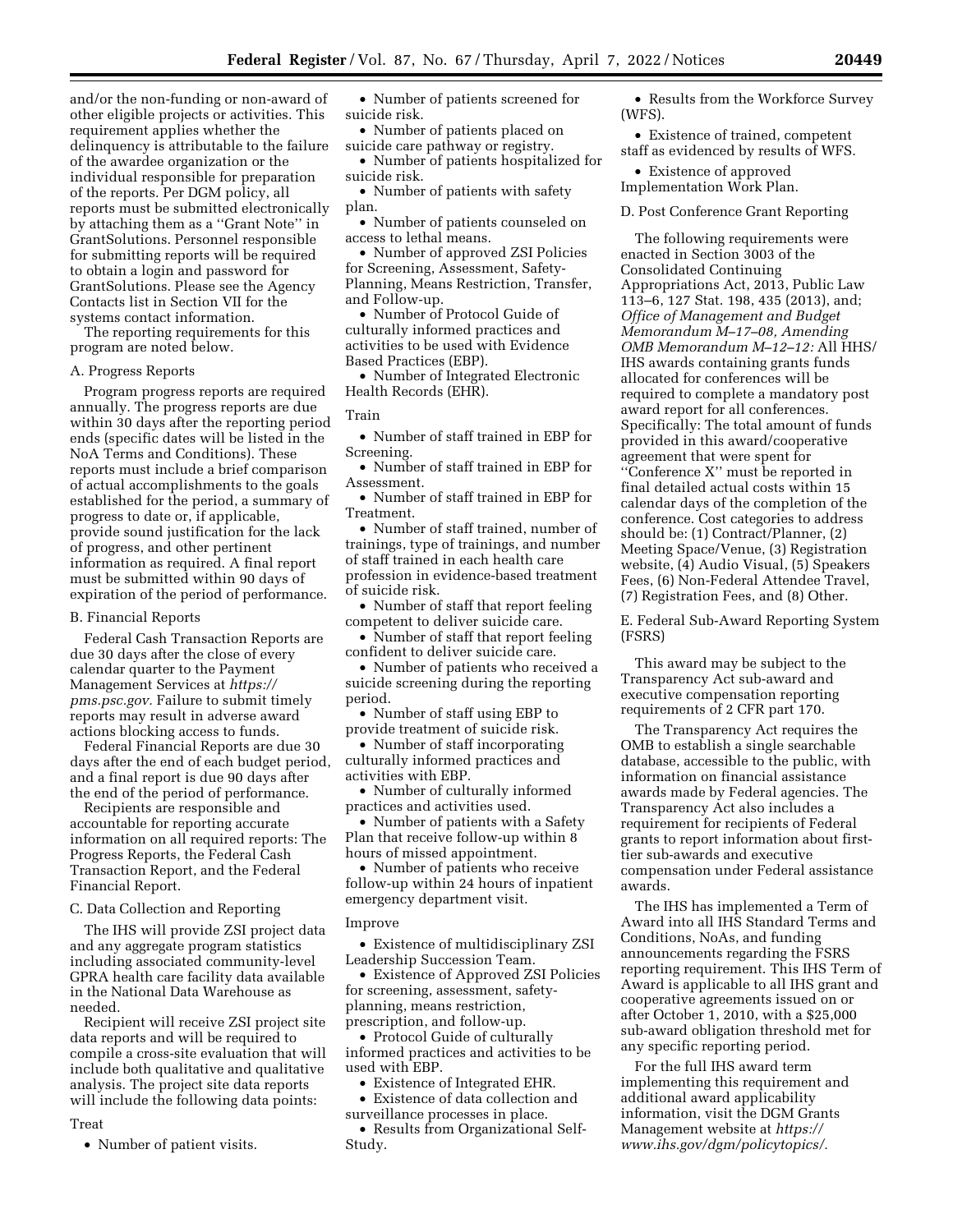and/or the non-funding or non-award of other eligible projects or activities. This requirement applies whether the delinquency is attributable to the failure of the awardee organization or the individual responsible for preparation of the reports. Per DGM policy, all reports must be submitted electronically by attaching them as a ''Grant Note'' in GrantSolutions. Personnel responsible for submitting reports will be required to obtain a login and password for GrantSolutions. Please see the Agency Contacts list in Section VII for the systems contact information.

The reporting requirements for this program are noted below.

A. Progress Reports

Program progress reports are required annually. The progress reports are due within 30 days after the reporting period ends (specific dates will be listed in the NoA Terms and Conditions). These reports must include a brief comparison of actual accomplishments to the goals established for the period, a summary of progress to date or, if applicable, provide sound justification for the lack of progress, and other pertinent information as required. A final report must be submitted within 90 days of expiration of the period of performance.

B. Financial Reports

Federal Cash Transaction Reports are due 30 days after the close of every calendar quarter to the Payment Management Services at *https://pms.psc.gov.* Failure to submit timely reports may result in adverse award actions blocking access to funds.

Federal Financial Reports are due 30 days after the end of each budget period, and a final report is due 90 days after the end of the period of performance.

Recipients are responsible and accountable for reporting accurate information on all required reports: The Progress Reports, the Federal Cash Transaction Report, and the Federal Financial Report.

C. Data Collection and Reporting

The IHS will provide ZSI project data and any aggregate program statistics including associated community-level GPRA health care facility data available in the National Data Warehouse as needed.

Recipient will receive ZSI project site data reports and will be required to compile a cross-site evaluation that will include both qualitative and qualitative analysis. The project site data reports will include the following data points:

Treat

- Number of patient visits.
- Number of patients screened for suicide risk.
- Number of patients placed on suicide care pathway or registry.
- Number of patients hospitalized for suicide risk.
- Number of patients with safety plan.
- Number of patients counseled on access to lethal means.
- Number of approved ZSI Policies for Screening, Assessment, Safety-Planning, Means Restriction, Transfer, and Follow-up.
- Number of Protocol Guide of culturally informed practices and activities to be used with Evidence Based Practices (EBP).
- Number of Integrated Electronic Health Records (EHR).

Train

- Number of staff trained in EBP for Screening.
- Number of staff trained in EBP for Assessment.
- Number of staff trained in EBP for Treatment.
- Number of staff trained, number of trainings, type of trainings, and number of staff trained in each health care profession in evidence-based treatment of suicide risk.
- Number of staff that report feeling competent to deliver suicide care.
- Number of staff that report feeling confident to deliver suicide care.
- Number of patients who received a suicide screening during the reporting period.
- Number of staff using EBP to provide treatment of suicide risk.
- Number of staff incorporating culturally informed practices and activities with EBP.
- Number of culturally informed practices and activities used.
- Number of patients with a Safety Plan that receive follow-up within 8 hours of missed appointment.
- Number of patients who receive follow-up within 24 hours of inpatient emergency department visit.

Improve

- Existence of multidisciplinary ZSI Leadership Succession Team.
- Existence of Approved ZSI Policies for screening, assessment, safety-planning, means restriction, prescription, and follow-up.
- Protocol Guide of culturally informed practices and activities to be used with EBP.
- Existence of Integrated EHR.
- Existence of data collection and surveillance processes in place.
- Results from Organizational Self-Study.
- Results from the Workforce Survey (WFS).
- Existence of trained, competent staff as evidenced by results of WFS.
- Existence of approved Implementation Work Plan.

D. Post Conference Grant Reporting

The following requirements were enacted in Section 3003 of the Consolidated Continuing Appropriations Act, 2013, Public Law 113–6, 127 Stat. 198, 435 (2013), and; *Office of Management and Budget Memorandum M–17–08, Amending OMB Memorandum M–12–12:* All HHS/IHS awards containing grants funds allocated for conferences will be required to complete a mandatory post award report for all conferences. Specifically: The total amount of funds provided in this award/cooperative agreement that were spent for ''Conference X'' must be reported in final detailed actual costs within 15 calendar days of the completion of the conference. Cost categories to address should be: (1) Contract/Planner, (2) Meeting Space/Venue, (3) Registration website, (4) Audio Visual, (5) Speakers Fees, (6) Non-Federal Attendee Travel, (7) Registration Fees, and (8) Other.

E. Federal Sub-Award Reporting System (FSRS)

This award may be subject to the Transparency Act sub-award and executive compensation reporting requirements of 2 CFR part 170.

The Transparency Act requires the OMB to establish a single searchable database, accessible to the public, with information on financial assistance awards made by Federal agencies. The Transparency Act also includes a requirement for recipients of Federal grants to report information about first-tier sub-awards and executive compensation under Federal assistance awards.

The IHS has implemented a Term of Award into all IHS Standard Terms and Conditions, NoAs, and funding announcements regarding the FSRS reporting requirement. This IHS Term of Award is applicable to all IHS grant and cooperative agreements issued on or after October 1, 2010, with a $25,000 sub-award obligation threshold met for any specific reporting period.

For the full IHS award term implementing this requirement and additional award applicability information, visit the DGM Grants Management website at *https://www.ihs.gov/dgm/policytopics/.*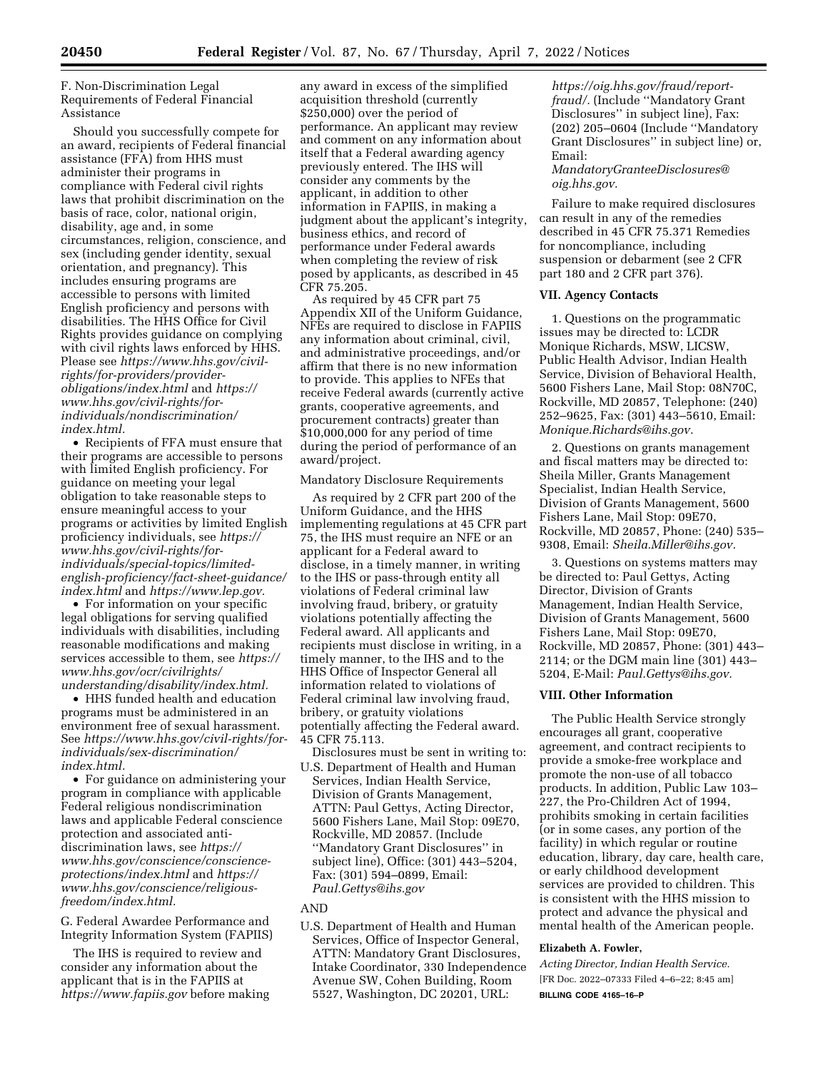F. Non-Discrimination Legal Requirements of Federal Financial Assistance

Should you successfully compete for an award, recipients of Federal financial assistance (FFA) from HHS must administer their programs in compliance with Federal civil rights laws that prohibit discrimination on the basis of race, color, national origin, disability, age and, in some circumstances, religion, conscience, and sex (including gender identity, sexual orientation, and pregnancy). This includes ensuring programs are accessible to persons with limited English proficiency and persons with disabilities. The HHS Office for Civil Rights provides guidance on complying with civil rights laws enforced by HHS. Please see *https://www.hhs.gov/civil-rights/for-providers/provider-obligations/index.html* and *https://www.hhs.gov/civil-rights/for-individuals/nondiscrimination/index.html.*

- Recipients of FFA must ensure that their programs are accessible to persons with limited English proficiency. For guidance on meeting your legal obligation to take reasonable steps to ensure meaningful access to your programs or activities by limited English proficiency individuals, see *https://www.hhs.gov/civil-rights/for-individuals/special-topics/limited-english-proficiency/fact-sheet-guidance/index.html* and *https://www.lep.gov.*
- For information on your specific legal obligations for serving qualified individuals with disabilities, including reasonable modifications and making services accessible to them, see *https://www.hhs.gov/ocr/civilrights/understanding/disability/index.html.*
- HHS funded health and education programs must be administered in an environment free of sexual harassment. See *https://www.hhs.gov/civil-rights/for-individuals/sex-discrimination/index.html.*
- For guidance on administering your program in compliance with applicable Federal religious nondiscrimination laws and applicable Federal conscience protection and associated anti-discrimination laws, see *https://www.hhs.gov/conscience/conscience-protections/index.html* and *https://www.hhs.gov/conscience/religious-freedom/index.html.*

G. Federal Awardee Performance and Integrity Information System (FAPIIS)

The IHS is required to review and consider any information about the applicant that is in the FAPIIS at *https://www.fapiis.gov* before making any award in excess of the simplified acquisition threshold (currently $250,000) over the period of performance. An applicant may review and comment on any information about itself that a Federal awarding agency previously entered. The IHS will consider any comments by the applicant, in addition to other information in FAPIIS, in making a judgment about the applicant's integrity, business ethics, and record of performance under Federal awards when completing the review of risk posed by applicants, as described in 45 CFR 75.205.

As required by 45 CFR part 75 Appendix XII of the Uniform Guidance, NFEs are required to disclose in FAPIIS any information about criminal, civil, and administrative proceedings, and/or affirm that there is no new information to provide. This applies to NFEs that receive Federal awards (currently active grants, cooperative agreements, and procurement contracts) greater than $10,000,000 for any period of time during the period of performance of an award/project.

Mandatory Disclosure Requirements

As required by 2 CFR part 200 of the Uniform Guidance, and the HHS implementing regulations at 45 CFR part 75, the IHS must require an NFE or an applicant for a Federal award to disclose, in a timely manner, in writing to the IHS or pass-through entity all violations of Federal criminal law involving fraud, bribery, or gratuity violations potentially affecting the Federal award. All applicants and recipients must disclose in writing, in a timely manner, to the IHS and to the HHS Office of Inspector General all information related to violations of Federal criminal law involving fraud, bribery, or gratuity violations potentially affecting the Federal award. 45 CFR 75.113.

Disclosures must be sent in writing to:

U.S. Department of Health and Human Services, Indian Health Service, Division of Grants Management, ATTN: Paul Gettys, Acting Director, 5600 Fishers Lane, Mail Stop: 09E70, Rockville, MD 20857. (Include ''Mandatory Grant Disclosures'' in subject line), Office: (301) 443–5204, Fax: (301) 594–0899, Email: *Paul.Gettys@ihs.gov*

AND

U.S. Department of Health and Human Services, Office of Inspector General, ATTN: Mandatory Grant Disclosures, Intake Coordinator, 330 Independence Avenue SW, Cohen Building, Room 5527, Washington, DC 20201, URL: *https://oig.hhs.gov/fraud/report-fraud/.* (Include ''Mandatory Grant Disclosures'' in subject line), Fax: (202) 205–0604 (Include ''Mandatory Grant Disclosures'' in subject line) or, Email: *MandatoryGranteeDisclosures@oig.hhs.gov.*

Failure to make required disclosures can result in any of the remedies described in 45 CFR 75.371 Remedies for noncompliance, including suspension or debarment (see 2 CFR part 180 and 2 CFR part 376).

## VII. Agency Contacts

1. Questions on the programmatic issues may be directed to: LCDR Monique Richards, MSW, LICSW, Public Health Advisor, Indian Health Service, Division of Behavioral Health, 5600 Fishers Lane, Mail Stop: 08N70C, Rockville, MD 20857, Telephone: (240) 252–9625, Fax: (301) 443–5610, Email: *Monique.Richards@ihs.gov.*

2. Questions on grants management and fiscal matters may be directed to: Sheila Miller, Grants Management Specialist, Indian Health Service, Division of Grants Management, 5600 Fishers Lane, Mail Stop: 09E70, Rockville, MD 20857, Phone: (240) 535–9308, Email: *Sheila.Miller@ihs.gov.*

3. Questions on systems matters may be directed to: Paul Gettys, Acting Director, Division of Grants Management, Indian Health Service, Division of Grants Management, 5600 Fishers Lane, Mail Stop: 09E70, Rockville, MD 20857, Phone: (301) 443–2114; or the DGM main line (301) 443–5204, E-Mail: *Paul.Gettys@ihs.gov.*

## VIII. Other Information

The Public Health Service strongly encourages all grant, cooperative agreement, and contract recipients to provide a smoke-free workplace and promote the non-use of all tobacco products. In addition, Public Law 103–227, the Pro-Children Act of 1994, prohibits smoking in certain facilities (or in some cases, any portion of the facility) in which regular or routine education, library, day care, health care, or early childhood development services are provided to children. This is consistent with the HHS mission to protect and advance the physical and mental health of the American people.

**Elizabeth A. Fowler,**

*Acting Director, Indian Health Service.*

[FR Doc. 2022–07333 Filed 4–6–22; 8:45 am]

**BILLING CODE 4165–16–P**